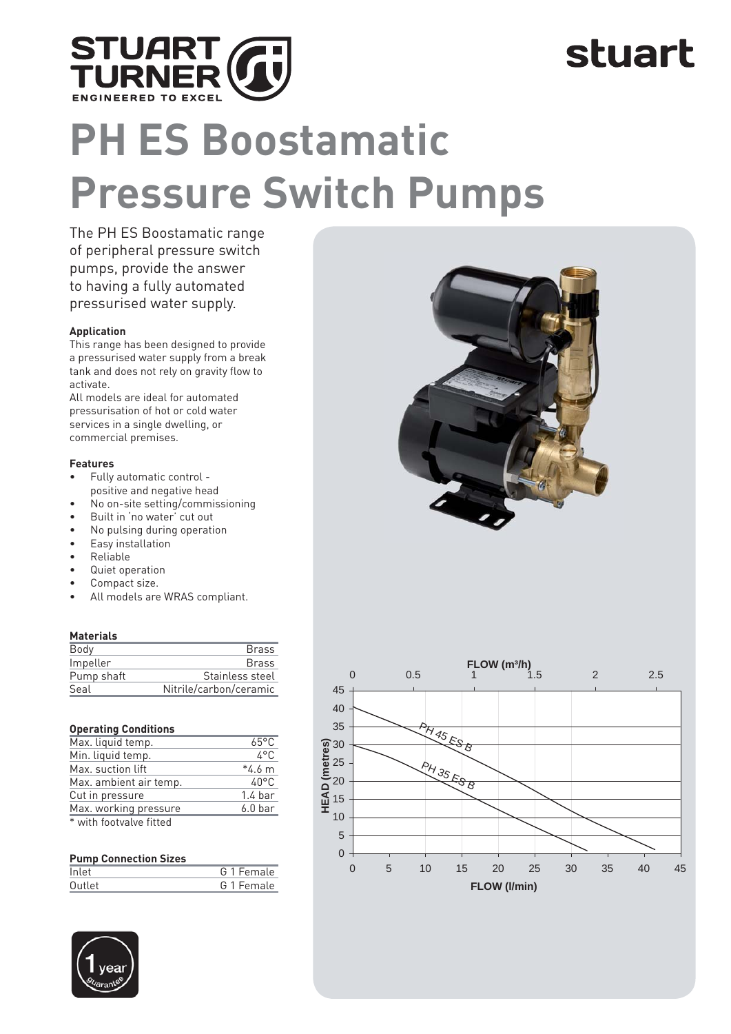# PH ES Boostamatic Pressure Switch Pumps

The PH ES Boostamatic range of peripheral pressure switch pumps, provide the answer to having a fully automated pressurised water supply.

**Application**

This range has been designed to provide a pressurised water supply from a break tank and does not rely on gravity flow to activate.

All models are ideal for automated pressurisation of hot or cold water services in a single dwelling, or commercial premises.

**Features**

- Fully automatic control - positive and negative head
- No on-site setting/commissioning
- Built in 'no water' cut out
- No pulsing during operation
- Easy installation
- Reliable
- Quiet operation
- Compact size.
- All models are WRAS compliant.

**Materials**

| | |
|---|---|
| Body | Brass |
| Impeller | Brass |
| Pump shaft | Stainless steel |
| Seal | Nitrile/carbon/ceramic |

**Operating Conditions**

| | |
|---|---|
| Max. liquid temp. | 65°C |
| Min. liquid temp. | 4°C |
| Max. suction lift | *4.6 m |
| Max. ambient air temp. | 40°C |
| Cut in pressure | 1.4 bar |
| Max. working pressure | 6.0 bar |

\* with footvalve fitted

**Pump Connection Sizes**

| | |
|---|---|
| Inlet | G 1 Female |
| Outlet | G 1 Female |

FLOW ($m^3$/h) — HEAD (metres) — FLOW (l/min): PH 45 ES B, PH 35 ES B

1 year guarantee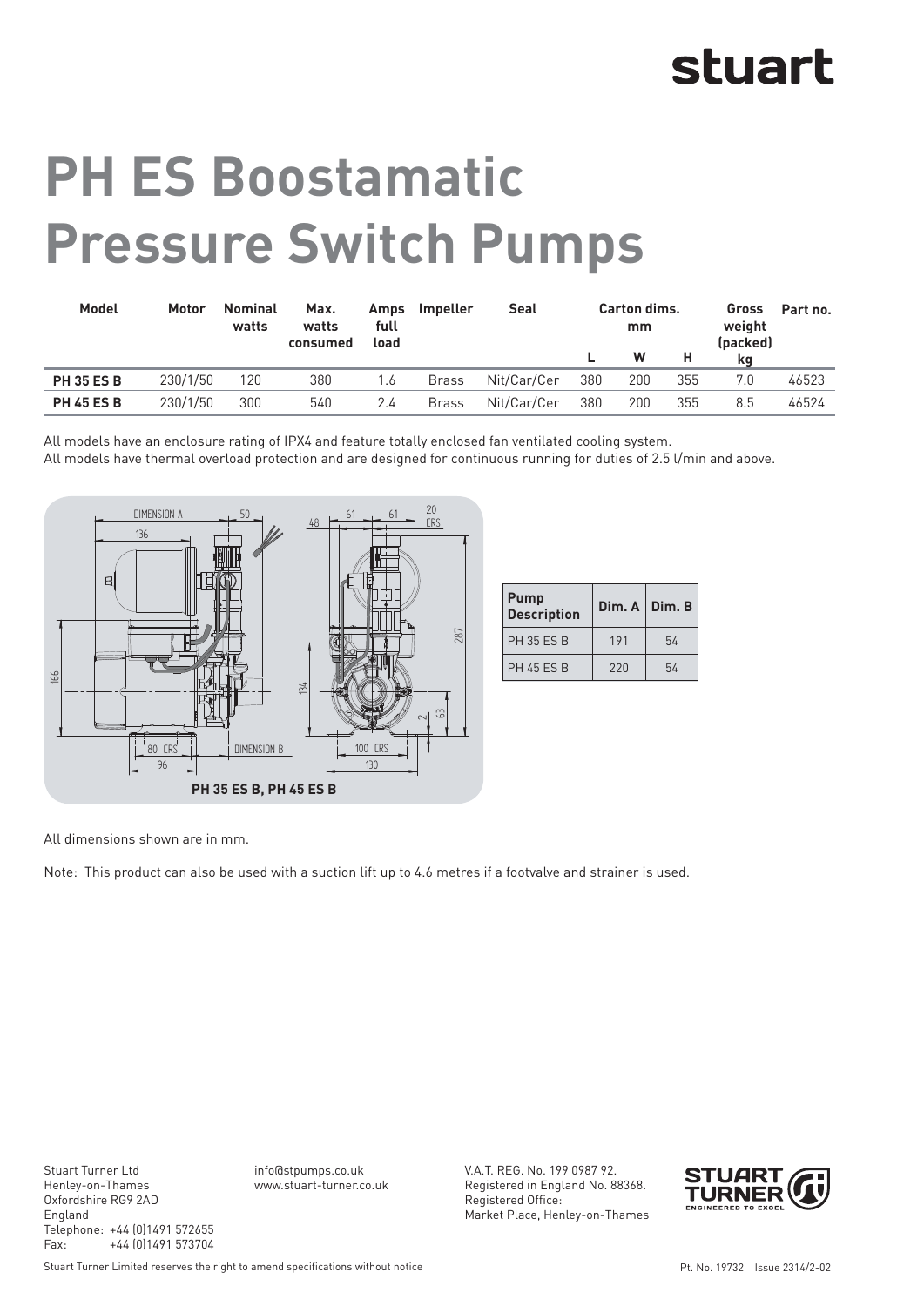stuart

# PH ES Boostamatic Pressure Switch Pumps

| Model | Motor | Nominal watts | Max. watts consumed | Amps full load | Impeller | Seal | Carton dims. mm | | | Gross weight (packed) | Part no. |
|---|---|---|---|---|---|---|---|---|---|---|---|
| | | | | | | | L | W | H | kg | |
| **PH 35 ES B** | 230/1/50 | 120 | 380 | 1.6 | Brass | Nit/Car/Cer | 380 | 200 | 355 | 7.0 | 46523 |
| **PH 45 ES B** | 230/1/50 | 300 | 540 | 2.4 | Brass | Nit/Car/Cer | 380 | 200 | 355 | 8.5 | 46524 |

All models have an enclosure rating of IPX4 and feature totally enclosed fan ventilated cooling system.
All models have thermal overload protection and are designed for continuous running for duties of 2.5 l/min and above.

DIMENSION A
50
136
166
80 CRS
96
DIMENSION B
48
61
61
20 CRS
287
134
2
63
100 CRS
130

**PH 35 ES B, PH 45 ES B**

| Pump Description | Dim. A | Dim. B |
|---|---|---|
| PH 35 ES B | 191 | 54 |
| PH 45 ES B | 220 | 54 |

All dimensions shown are in mm.

Note: This product can also be used with a suction lift up to 4.6 metres if a footvalve and strainer is used.

Stuart Turner Ltd
Henley-on-Thames
Oxfordshire RG9 2AD
England
Telephone: +44 (0)1491 572655
Fax: +44 (0)1491 573704

info@stpumps.co.uk
www.stuart-turner.co.uk

V.A.T. REG. No. 199 0987 92.
Registered in England No. 88368.
Registered Office:
Market Place, Henley-on-Thames

STUART TURNER ENGINEERED TO EXCEL

Stuart Turner Limited reserves the right to amend specifications without notice

Pt. No. 19732 Issue 2314/2-02